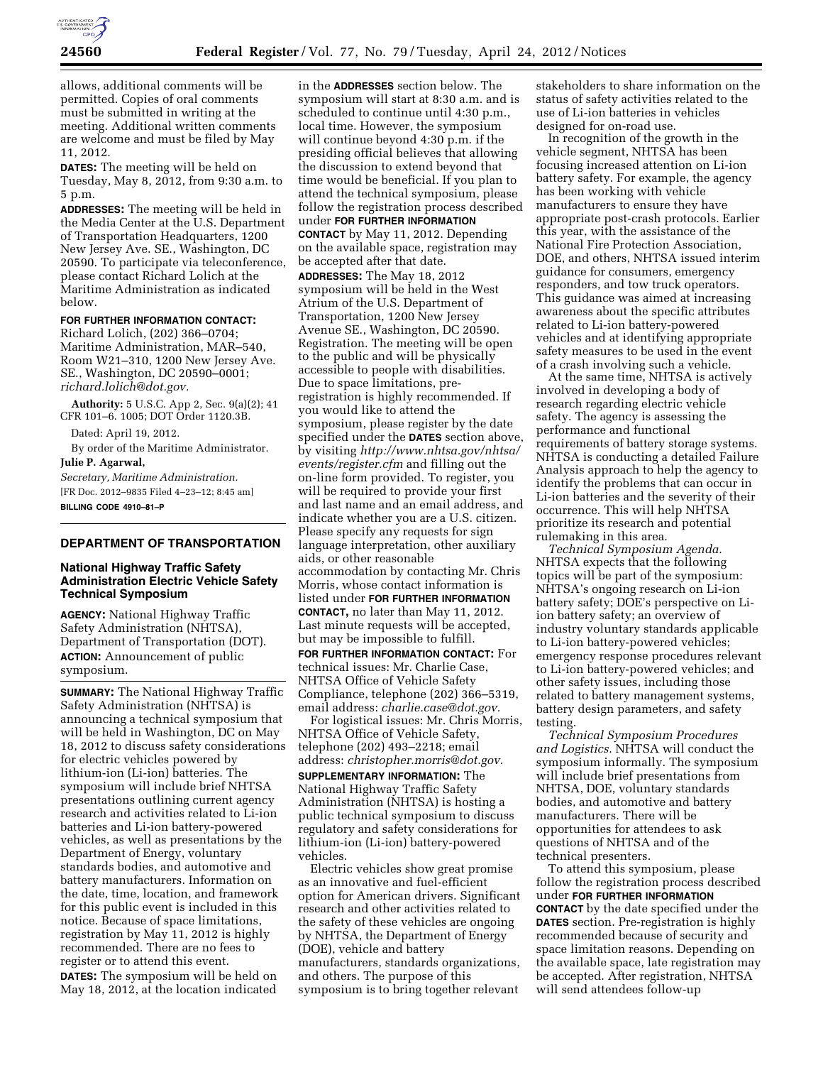allows, additional comments will be permitted. Copies of oral comments must be submitted in writing at the meeting. Additional written comments are welcome and must be filed by May 11, 2012.

**DATES:** The meeting will be held on Tuesday, May 8, 2012, from 9:30 a.m. to 5 p.m.

**ADDRESSES:** The meeting will be held in the Media Center at the U.S. Department of Transportation Headquarters, 1200 New Jersey Ave. SE., Washington, DC 20590. To participate via teleconference, please contact Richard Lolich at the Maritime Administration as indicated below.

**FOR FURTHER INFORMATION CONTACT:** Richard Lolich, (202) 366–0704; Maritime Administration, MAR–540, Room W21–310, 1200 New Jersey Ave. SE., Washington, DC 20590–0001; *richard.lolich@dot.gov.*

**Authority:** 5 U.S.C. App 2, Sec. 9(a)(2); 41 CFR 101–6. 1005; DOT Order 1120.3B.

Dated: April 19, 2012.

By order of the Maritime Administrator.

**Julie P. Agarwal,**

*Secretary, Maritime Administration.*

[FR Doc. 2012–9835 Filed 4–23–12; 8:45 am]

**BILLING CODE 4910–81–P**

## DEPARTMENT OF TRANSPORTATION

### National Highway Traffic Safety Administration Electric Vehicle Safety Technical Symposium

**AGENCY:** National Highway Traffic Safety Administration (NHTSA), Department of Transportation (DOT).

**ACTION:** Announcement of public symposium.

**SUMMARY:** The National Highway Traffic Safety Administration (NHTSA) is announcing a technical symposium that will be held in Washington, DC on May 18, 2012 to discuss safety considerations for electric vehicles powered by lithium-ion (Li-ion) batteries. The symposium will include brief NHTSA presentations outlining current agency research and activities related to Li-ion batteries and Li-ion battery-powered vehicles, as well as presentations by the Department of Energy, voluntary standards bodies, and automotive and battery manufacturers. Information on the date, time, location, and framework for this public event is included in this notice. Because of space limitations, registration by May 11, 2012 is highly recommended. There are no fees to register or to attend this event.

**DATES:** The symposium will be held on May 18, 2012, at the location indicated in the **ADDRESSES** section below. The symposium will start at 8:30 a.m. and is scheduled to continue until 4:30 p.m., local time. However, the symposium will continue beyond 4:30 p.m. if the presiding official believes that allowing the discussion to extend beyond that time would be beneficial. If you plan to attend the technical symposium, please follow the registration process described under **FOR FURTHER INFORMATION CONTACT** by May 11, 2012. Depending on the available space, registration may be accepted after that date.

**ADDRESSES:** The May 18, 2012 symposium will be held in the West Atrium of the U.S. Department of Transportation, 1200 New Jersey Avenue SE., Washington, DC 20590. Registration. The meeting will be open to the public and will be physically accessible to people with disabilities. Due to space limitations, pre-registration is highly recommended. If you would like to attend the symposium, please register by the date specified under the **DATES** section above, by visiting *http://www.nhtsa.gov/nhtsa/events/register.cfm* and filling out the on-line form provided. To register, you will be required to provide your first and last name and an email address, and indicate whether you are a U.S. citizen. Please specify any requests for sign language interpretation, other auxiliary aids, or other reasonable accommodation by contacting Mr. Chris Morris, whose contact information is listed under **FOR FURTHER INFORMATION CONTACT,** no later than May 11, 2012. Last minute requests will be accepted, but may be impossible to fulfill.

**FOR FURTHER INFORMATION CONTACT:** For technical issues: Mr. Charlie Case, NHTSA Office of Vehicle Safety Compliance, telephone (202) 366–5319, email address: *charlie.case@dot.gov.*

For logistical issues: Mr. Chris Morris, NHTSA Office of Vehicle Safety, telephone (202) 493–2218; email address: *christopher.morris@dot.gov.*

**SUPPLEMENTARY INFORMATION:** The National Highway Traffic Safety Administration (NHTSA) is hosting a public technical symposium to discuss regulatory and safety considerations for lithium-ion (Li-ion) battery-powered vehicles.

Electric vehicles show great promise as an innovative and fuel-efficient option for American drivers. Significant research and other activities related to the safety of these vehicles are ongoing by NHTSA, the Department of Energy (DOE), vehicle and battery manufacturers, standards organizations, and others. The purpose of this symposium is to bring together relevant stakeholders to share information on the status of safety activities related to the use of Li-ion batteries in vehicles designed for on-road use.

In recognition of the growth in the vehicle segment, NHTSA has been focusing increased attention on Li-ion battery safety. For example, the agency has been working with vehicle manufacturers to ensure they have appropriate post-crash protocols. Earlier this year, with the assistance of the National Fire Protection Association, DOE, and others, NHTSA issued interim guidance for consumers, emergency responders, and tow truck operators. This guidance was aimed at increasing awareness about the specific attributes related to Li-ion battery-powered vehicles and at identifying appropriate safety measures to be used in the event of a crash involving such a vehicle.

At the same time, NHTSA is actively involved in developing a body of research regarding electric vehicle safety. The agency is assessing the performance and functional requirements of battery storage systems. NHTSA is conducting a detailed Failure Analysis approach to help the agency to identify the problems that can occur in Li-ion batteries and the severity of their occurrence. This will help NHTSA prioritize its research and potential rulemaking in this area.

*Technical Symposium Agenda.* NHTSA expects that the following topics will be part of the symposium: NHTSA's ongoing research on Li-ion battery safety; DOE's perspective on Li-ion battery safety; an overview of industry voluntary standards applicable to Li-ion battery-powered vehicles; emergency response procedures relevant to Li-ion battery-powered vehicles; and other safety issues, including those related to battery management systems, battery design parameters, and safety testing.

*Technical Symposium Procedures and Logistics.* NHTSA will conduct the symposium informally. The symposium will include brief presentations from NHTSA, DOE, voluntary standards bodies, and automotive and battery manufacturers. There will be opportunities for attendees to ask questions of NHTSA and of the technical presenters.

To attend this symposium, please follow the registration process described under **FOR FURTHER INFORMATION CONTACT** by the date specified under the **DATES** section. Pre-registration is highly recommended because of security and space limitation reasons. Depending on the available space, late registration may be accepted. After registration, NHTSA will send attendees follow-up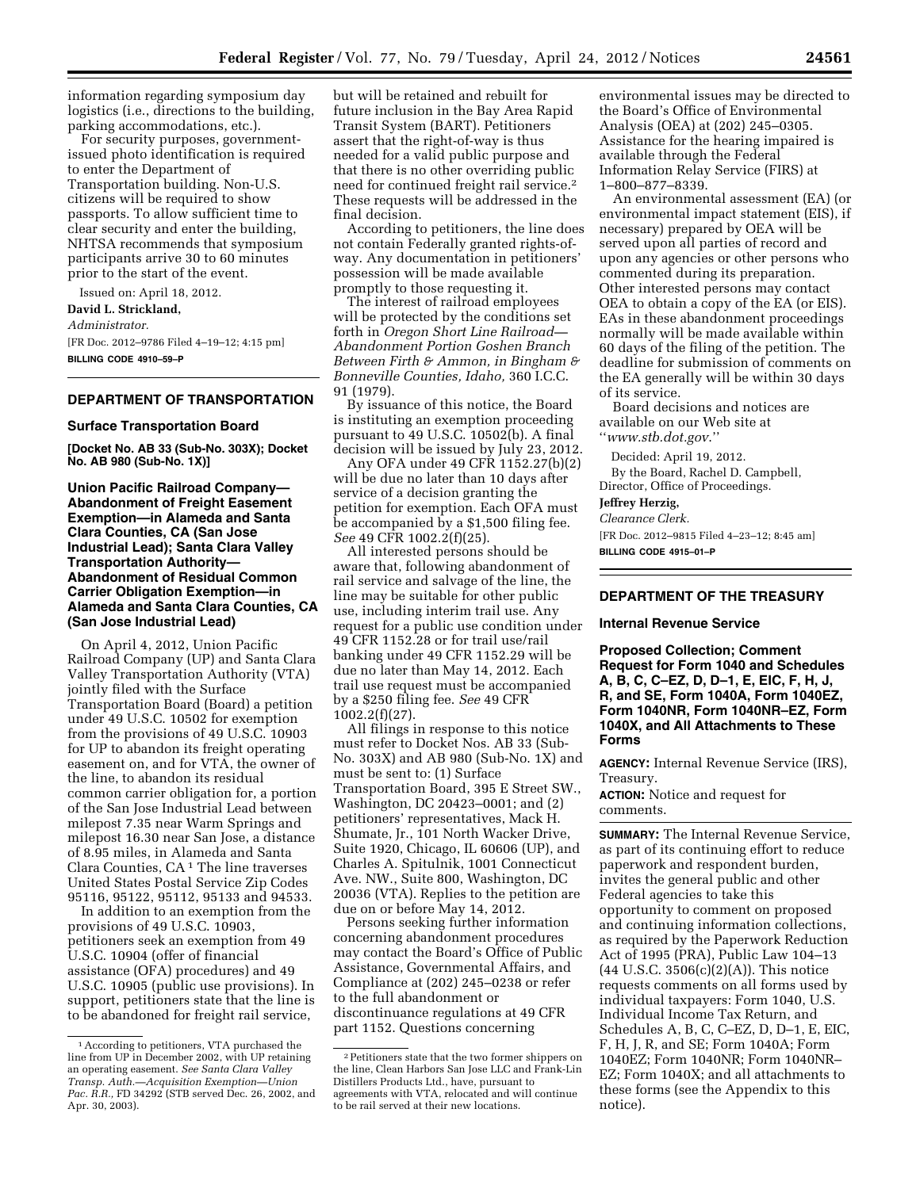information regarding symposium day logistics (i.e., directions to the building, parking accommodations, etc.).

For security purposes, government-issued photo identification is required to enter the Department of Transportation building. Non-U.S. citizens will be required to show passports. To allow sufficient time to clear security and enter the building, NHTSA recommends that symposium participants arrive 30 to 60 minutes prior to the start of the event.

Issued on: April 18, 2012.

**David L. Strickland,**

*Administrator.*

[FR Doc. 2012–9786 Filed 4–19–12; 4:15 pm]

**BILLING CODE 4910–59–P**

## DEPARTMENT OF TRANSPORTATION

### Surface Transportation Board

**[Docket No. AB 33 (Sub-No. 303X); Docket No. AB 980 (Sub-No. 1X)]**

### Union Pacific Railroad Company—Abandonment of Freight Easement Exemption—in Alameda and Santa Clara Counties, CA (San Jose Industrial Lead); Santa Clara Valley Transportation Authority—Abandonment of Residual Common Carrier Obligation Exemption—in Alameda and Santa Clara Counties, CA (San Jose Industrial Lead)

On April 4, 2012, Union Pacific Railroad Company (UP) and Santa Clara Valley Transportation Authority (VTA) jointly filed with the Surface Transportation Board (Board) a petition under 49 U.S.C. 10502 for exemption from the provisions of 49 U.S.C. 10903 for UP to abandon its freight operating easement on, and for VTA, the owner of the line, to abandon its residual common carrier obligation for, a portion of the San Jose Industrial Lead between milepost 7.35 near Warm Springs and milepost 16.30 near San Jose, a distance of 8.95 miles, in Alameda and Santa Clara Counties, CA [1] The line traverses United States Postal Service Zip Codes 95116, 95122, 95112, 95133 and 94533.

In addition to an exemption from the provisions of 49 U.S.C. 10903, petitioners seek an exemption from 49 U.S.C. 10904 (offer of financial assistance (OFA) procedures) and 49 U.S.C. 10905 (public use provisions). In support, petitioners state that the line is to be abandoned for freight rail service, but will be retained and rebuilt for future inclusion in the Bay Area Rapid Transit System (BART). Petitioners assert that the right-of-way is thus needed for a valid public purpose and that there is no other overriding public need for continued freight rail service.[2] These requests will be addressed in the final decision.

According to petitioners, the line does not contain Federally granted rights-of-way. Any documentation in petitioners' possession will be made available promptly to those requesting it.

The interest of railroad employees will be protected by the conditions set forth in *Oregon Short Line Railroad—Abandonment Portion Goshen Branch Between Firth & Ammon, in Bingham & Bonneville Counties, Idaho,* 360 I.C.C. 91 (1979).

By issuance of this notice, the Board is instituting an exemption proceeding pursuant to 49 U.S.C. 10502(b). A final decision will be issued by July 23, 2012.

Any OFA under 49 CFR 1152.27(b)(2) will be due no later than 10 days after service of a decision granting the petition for exemption. Each OFA must be accompanied by a $1,500 filing fee. *See* 49 CFR 1002.2(f)(25).

All interested persons should be aware that, following abandonment of rail service and salvage of the line, the line may be suitable for other public use, including interim trail use. Any request for a public use condition under 49 CFR 1152.28 or for trail use/rail banking under 49 CFR 1152.29 will be due no later than May 14, 2012. Each trail use request must be accompanied by a $250 filing fee. *See* 49 CFR 1002.2(f)(27).

All filings in response to this notice must refer to Docket Nos. AB 33 (Sub-No. 303X) and AB 980 (Sub-No. 1X) and must be sent to: (1) Surface Transportation Board, 395 E Street SW., Washington, DC 20423–0001; and (2) petitioners' representatives, Mack H. Shumate, Jr., 101 North Wacker Drive, Suite 1920, Chicago, IL 60606 (UP), and Charles A. Spitulnik, 1001 Connecticut Ave. NW., Suite 800, Washington, DC 20036 (VTA). Replies to the petition are due on or before May 14, 2012.

Persons seeking further information concerning abandonment procedures may contact the Board's Office of Public Assistance, Governmental Affairs, and Compliance at (202) 245–0238 or refer to the full abandonment or discontinuance regulations at 49 CFR part 1152. Questions concerning environmental issues may be directed to the Board's Office of Environmental Analysis (OEA) at (202) 245–0305. Assistance for the hearing impaired is available through the Federal Information Relay Service (FIRS) at 1–800–877–8339.

An environmental assessment (EA) (or environmental impact statement (EIS), if necessary) prepared by OEA will be served upon all parties of record and upon any agencies or other persons who commented during its preparation. Other interested persons may contact OEA to obtain a copy of the EA (or EIS). EAs in these abandonment proceedings normally will be made available within 60 days of the filing of the petition. The deadline for submission of comments on the EA generally will be within 30 days of its service.

Board decisions and notices are available on our Web site at ''*www.stb.dot.gov.*''

Decided: April 19, 2012.

By the Board, Rachel D. Campbell, Director, Office of Proceedings.

**Jeffrey Herzig,**

*Clearance Clerk.*

[FR Doc. 2012–9815 Filed 4–23–12; 8:45 am]

**BILLING CODE 4915–01–P**

[1] According to petitioners, VTA purchased the line from UP in December 2002, with UP retaining an operating easement. *See Santa Clara Valley Transp. Auth.—Acquisition Exemption—Union Pac. R.R.,* FD 34292 (STB served Dec. 26, 2002, and Apr. 30, 2003).

[2] Petitioners state that the two former shippers on the line, Clean Harbors San Jose LLC and Frank-Lin Distillers Products Ltd., have, pursuant to agreements with VTA, relocated and will continue to be rail served at their new locations.

## DEPARTMENT OF THE TREASURY

### Internal Revenue Service

### Proposed Collection; Comment Request for Form 1040 and Schedules A, B, C, C–EZ, D, D–1, E, EIC, F, H, J, R, and SE, Form 1040A, Form 1040EZ, Form 1040NR, Form 1040NR–EZ, Form 1040X, and All Attachments to These Forms

**AGENCY:** Internal Revenue Service (IRS), Treasury.

**ACTION:** Notice and request for comments.

**SUMMARY:** The Internal Revenue Service, as part of its continuing effort to reduce paperwork and respondent burden, invites the general public and other Federal agencies to take this opportunity to comment on proposed and continuing information collections, as required by the Paperwork Reduction Act of 1995 (PRA), Public Law 104–13 (44 U.S.C. 3506(c)(2)(A)). This notice requests comments on all forms used by individual taxpayers: Form 1040, U.S. Individual Income Tax Return, and Schedules A, B, C, C–EZ, D, D–1, E, EIC, F, H, J, R, and SE; Form 1040A; Form 1040EZ; Form 1040NR; Form 1040NR–EZ; Form 1040X; and all attachments to these forms (see the Appendix to this notice).